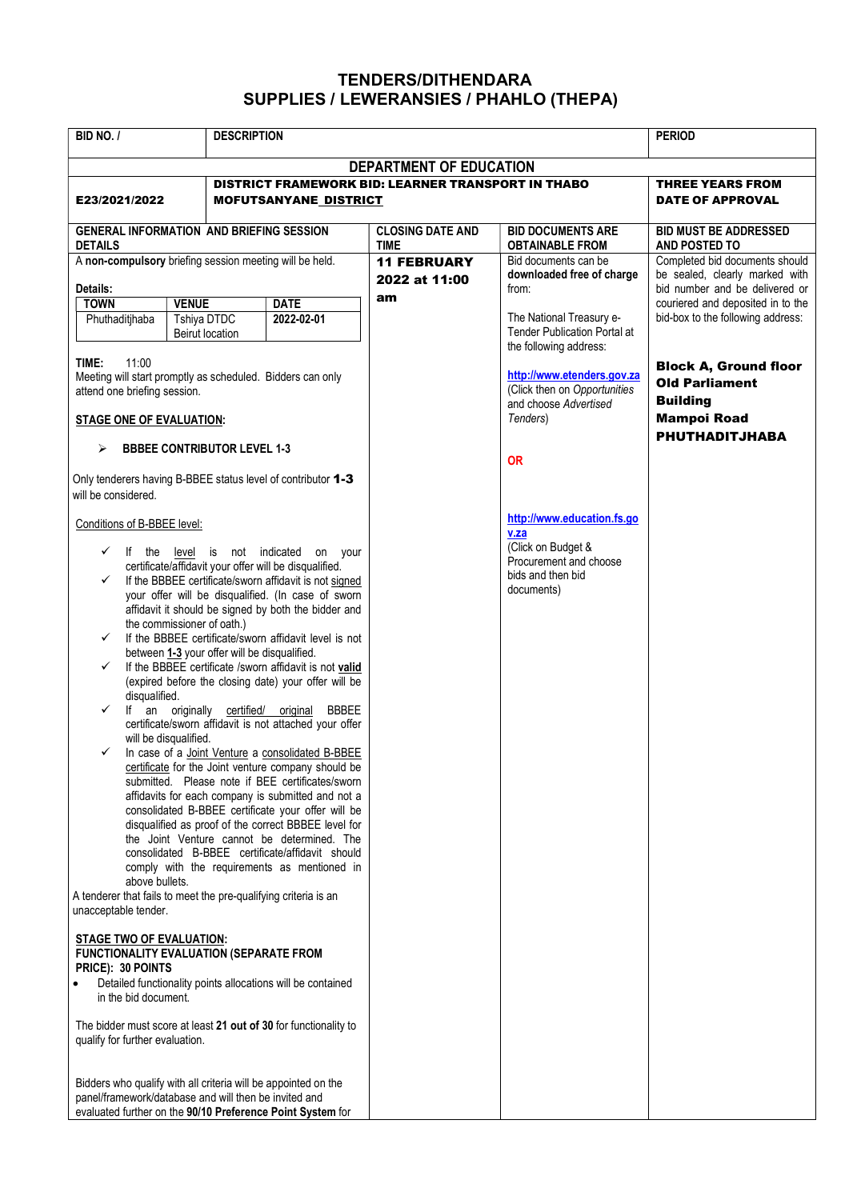# TENDERS/DITHENDARA
# SUPPLIES / LEWERANSIES / PHAHLO (THEPA)

| BID NO. / | DESCRIPTION | | | PERIOD |
|---|---|---|---|---|
| **DEPARTMENT OF EDUCATION** | | | | |
| **E23/2021/2022** | **DISTRICT FRAMEWORK BID: LEARNER TRANSPORT IN THABO MOFUTSANYANE DISTRICT** | | | **THREE YEARS FROM DATE OF APPROVAL** |

| GENERAL INFORMATION AND BRIEFING SESSION DETAILS | CLOSING DATE AND TIME | BID DOCUMENTS ARE OBTAINABLE FROM | BID MUST BE ADDRESSED AND POSTED TO |
|---|---|---|---|
| A **non-compulsory** briefing session meeting will be held. | **11 FEBRUARY 2022 at 11:00 am** | Bid documents can be downloaded free of charge from: | Completed bid documents should be sealed, clearly marked with bid number and be delivered or couriered and deposited in to the bid-box to the following address: |

A **non-compulsory** briefing session meeting will be held.

**Details:**

| TOWN | VENUE | DATE |
|---|---|---|
| Phuthaditjhaba | Tshiya DTDC Beirut location | 2022-02-01 |

**TIME:** 11:00
Meeting will start promptly as scheduled. Bidders can only attend one briefing session.

**STAGE ONE OF EVALUATION:**

- **BBBEE CONTRIBUTOR LEVEL 1-3**

Only tenderers having B-BBEE status level of contributor **1-3** will be considered.

Conditions of B-BBEE level:

- ✓ If the level is not indicated on your certificate/affidavit your offer will be disqualified.
- ✓ If the BBBEE certificate/sworn affidavit is not signed your offer will be disqualified. (In case of sworn affidavit it should be signed by both the bidder and the commissioner of oath.)
- ✓ If the BBBEE certificate/sworn affidavit level is not between **1-3** your offer will be disqualified.
- ✓ If the BBBEE certificate /sworn affidavit is not **valid** (expired before the closing date) your offer will be disqualified.
- ✓ If an originally certified/ original BBBEE certificate/sworn affidavit is not attached your offer will be disqualified.
- ✓ In case of a Joint Venture a consolidated B-BBEE certificate for the Joint venture company should be submitted. Please note if BEE certificates/sworn affidavits for each company is submitted and not a consolidated B-BBEE certificate your offer will be disqualified as proof of the correct BBBEE level for the Joint Venture cannot be determined. The consolidated B-BBEE certificate/affidavit should comply with the requirements as mentioned in above bullets.

A tenderer that fails to meet the pre-qualifying criteria is an unacceptable tender.

**STAGE TWO OF EVALUATION:**
**FUNCTIONALITY EVALUATION (SEPARATE FROM PRICE): 30 POINTS**

- Detailed functionality points allocations will be contained in the bid document.

The bidder must score at least **21 out of 30** for functionality to qualify for further evaluation.

Bidders who qualify with all criteria will be appointed on the panel/framework/database and will then be invited and evaluated further on the **90/10 Preference Point System** for

**Bid documents are obtainable from:**

The National Treasury e-Tender Publication Portal at the following address:

http://www.etenders.gov.za
(Click then on *Opportunities* and choose *Advertised Tenders*)

**OR**

http://www.education.fs.gov.za
(Click on Budget & Procurement and choose bids and then bid documents)

**Bid must be addressed and posted to:**

**Block A, Ground floor**
**Old Parliament Building**
**Mampoi Road**
**PHUTHADITJHABA**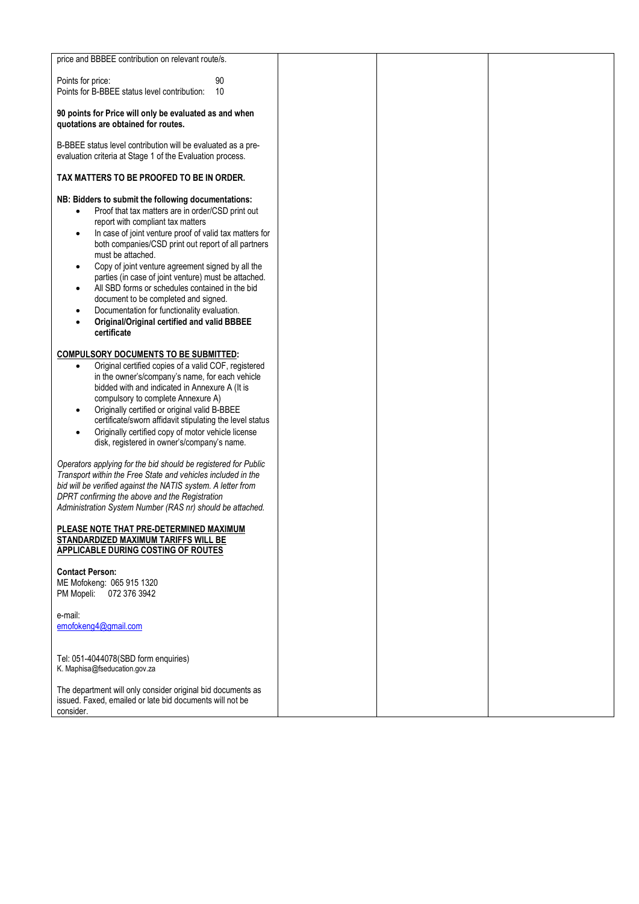| | | | |
|---|---|---|---|
| price and BBBEE contribution on relevant route/s.<br><br>Points for price: 90<br>Points for B-BBEE status level contribution: 10<br><br>**90 points for Price will only be evaluated as and when quotations are obtained for routes.**<br><br>B-BBEE status level contribution will be evaluated as a pre-evaluation criteria at Stage 1 of the Evaluation process.<br><br>**TAX MATTERS TO BE PROOFED TO BE IN ORDER.**<br><br>**NB: Bidders to submit the following documentations:**<br>• Proof that tax matters are in order/CSD print out report with compliant tax matters<br>• In case of joint venture proof of valid tax matters for both companies/CSD print out report of all partners must be attached.<br>• Copy of joint venture agreement signed by all the parties (in case of joint venture) must be attached.<br>• All SBD forms or schedules contained in the bid document to be completed and signed.<br>• Documentation for functionality evaluation.<br>• **Original/Original certified and valid BBBEE certificate**<br><br>**COMPULSORY DOCUMENTS TO BE SUBMITTED:**<br>• Original certified copies of a valid COF, registered in the owner's/company's name, for each vehicle bidded with and indicated in Annexure A (It is compulsory to complete Annexure A)<br>• Originally certified or original valid B-BBEE certificate/sworn affidavit stipulating the level status<br>• Originally certified copy of motor vehicle license disk, registered in owner's/company's name.<br><br>*Operators applying for the bid should be registered for Public Transport within the Free State and vehicles included in the bid will be verified against the NATIS system. A letter from DPRT confirming the above and the Registration Administration System Number (RAS nr) should be attached.*<br><br>**PLEASE NOTE THAT PRE-DETERMINED MAXIMUM STANDARDIZED MAXIMUM TARIFFS WILL BE APPLICABLE DURING COSTING OF ROUTES**<br><br>**Contact Person:**<br>ME Mofokeng: 065 915 1320<br>PM Mopeli: 072 376 3942<br><br>e-mail:<br>emofokeng4@gmail.com<br><br>Tel: 051-4044078(SBD form enquiries)<br>K. Maphisa@fseducation.gov.za<br><br>The department will only consider original bid documents as issued. Faxed, emailed or late bid documents will not be consider. | | | |